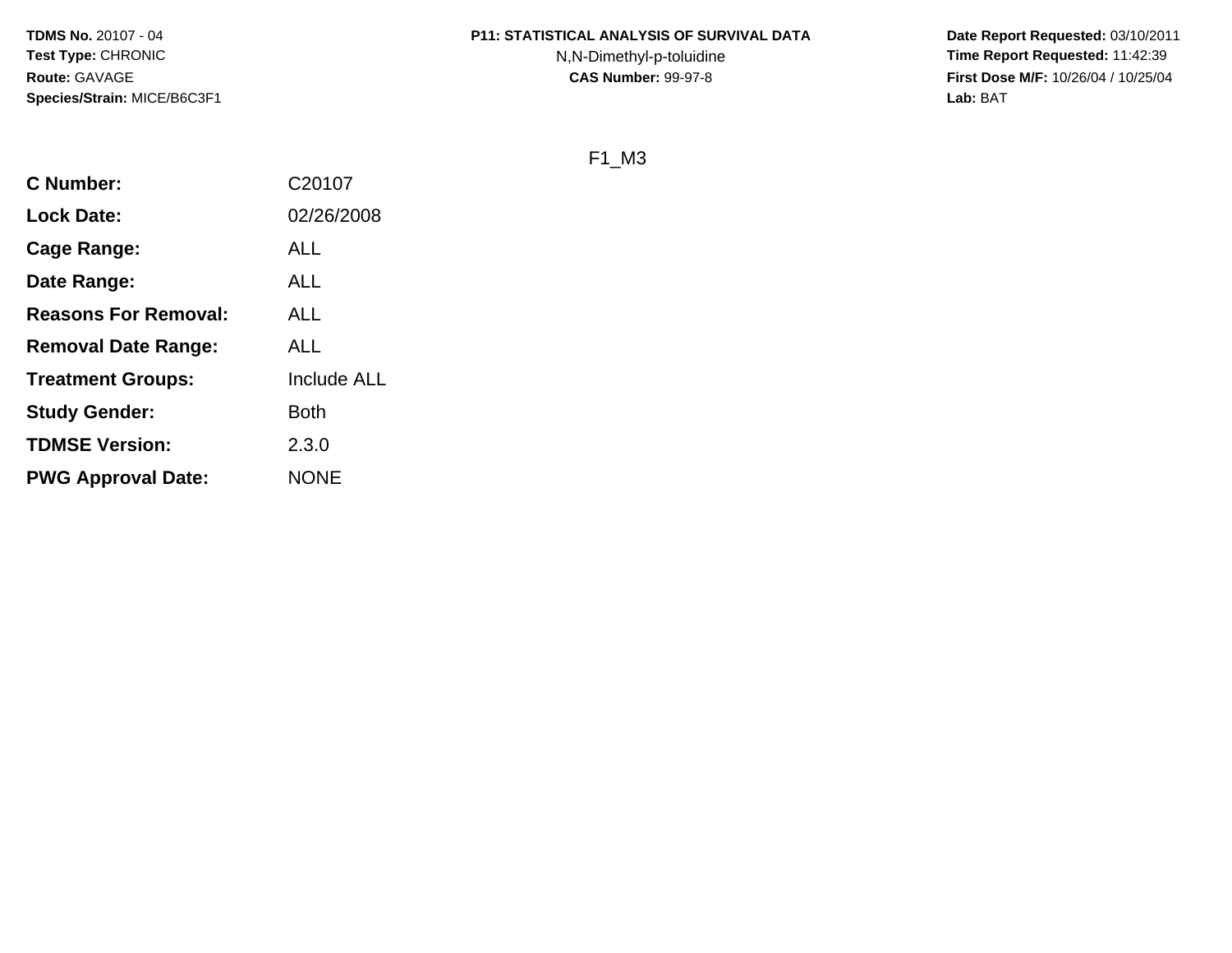**TDMS No.** 20107 - 04
**Test Type:** CHRONIC
**Route:** GAVAGE
**Species/Strain:** MICE/B6C3F1

**P11: STATISTICAL ANALYSIS OF SURVIVAL DATA**
N,N-Dimethyl-p-toluidine
**CAS Number:** 99-97-8

**Date Report Requested:** 03/10/2011
**Time Report Requested:** 11:42:39
**First Dose M/F:** 10/26/04 / 10/25/04
**Lab:** BAT

F1_M3

| | |
|---|---|
| **C Number:** | C20107 |
| **Lock Date:** | 02/26/2008 |
| **Cage Range:** | ALL |
| **Date Range:** | ALL |
| **Reasons For Removal:** | ALL |
| **Removal Date Range:** | ALL |
| **Treatment Groups:** | Include ALL |
| **Study Gender:** | Both |
| **TDMSE Version:** | 2.3.0 |
| **PWG Approval Date:** | NONE |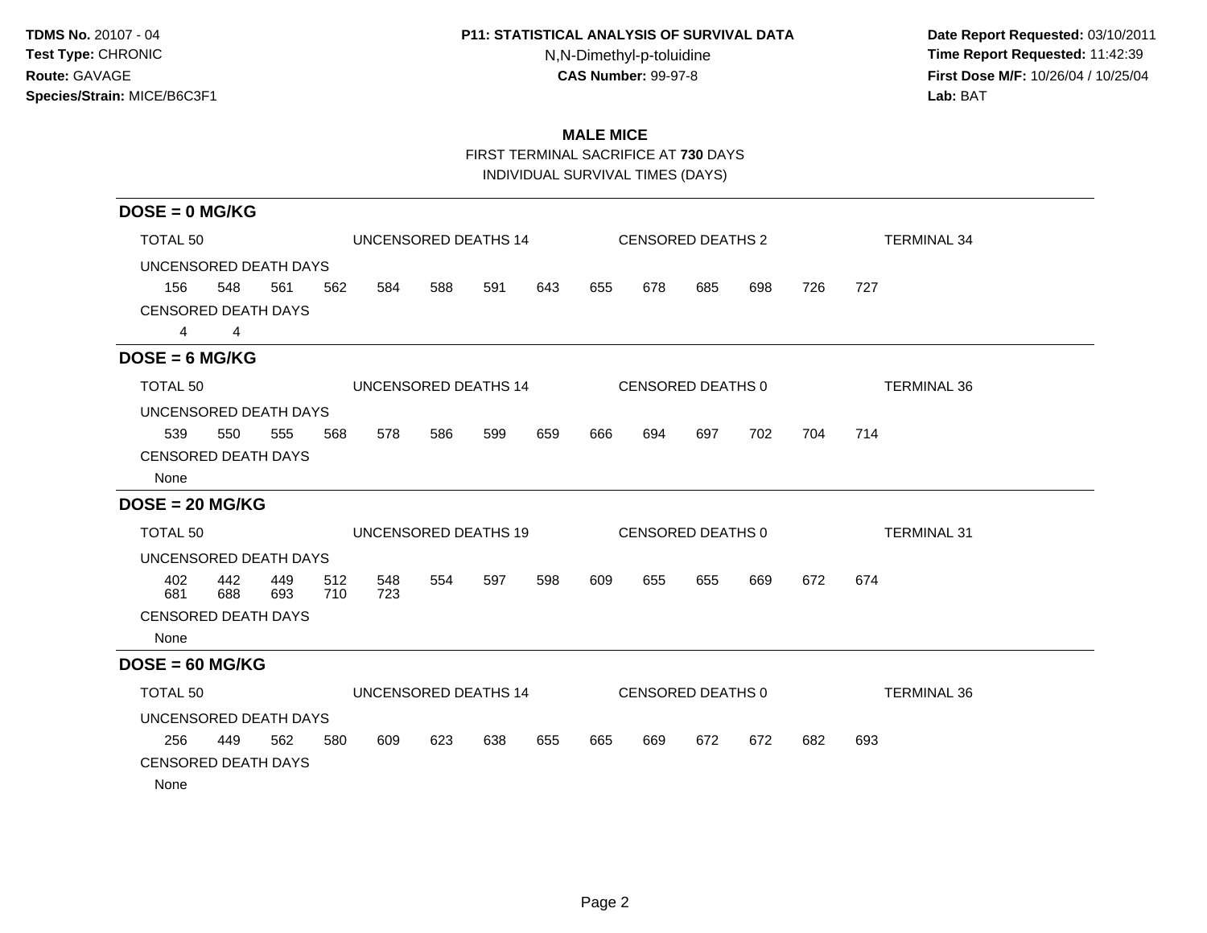**TDMS No.** 20107 - 04
**Test Type:** CHRONIC
**Route:** GAVAGE
**Species/Strain:** MICE/B6C3F1

**P11: STATISTICAL ANALYSIS OF SURVIVAL DATA**
N,N-Dimethyl-p-toluidine
**CAS Number:** 99-97-8

**Date Report Requested:** 03/10/2011
**Time Report Requested:** 11:42:39
**First Dose M/F:** 10/26/04 / 10/25/04
**Lab:** BAT

## MALE MICE

FIRST TERMINAL SACRIFICE AT **730** DAYS
INDIVIDUAL SURVIVAL TIMES (DAYS)

### DOSE = 0 MG/KG

TOTAL 50 | UNCENSORED DEATHS 14 | CENSORED DEATHS 2 | TERMINAL 34

UNCENSORED DEATH DAYS

156 548 561 562 584 588 591 643 655 678 685 698 726 727

CENSORED DEATH DAYS

4 4

### DOSE = 6 MG/KG

TOTAL 50 | UNCENSORED DEATHS 14 | CENSORED DEATHS 0 | TERMINAL 36

UNCENSORED DEATH DAYS

539 550 555 568 578 586 599 659 666 694 697 702 704 714

CENSORED DEATH DAYS

None

### DOSE = 20 MG/KG

TOTAL 50 | UNCENSORED DEATHS 19 | CENSORED DEATHS 0 | TERMINAL 31

UNCENSORED DEATH DAYS

402 442 449 512 548 554 597 598 609 655 655 669 672 674
681 688 693 710 723

CENSORED DEATH DAYS

None

### DOSE = 60 MG/KG

TOTAL 50 | UNCENSORED DEATHS 14 | CENSORED DEATHS 0 | TERMINAL 36

UNCENSORED DEATH DAYS

256 449 562 580 609 623 638 655 665 669 672 672 682 693

CENSORED DEATH DAYS

None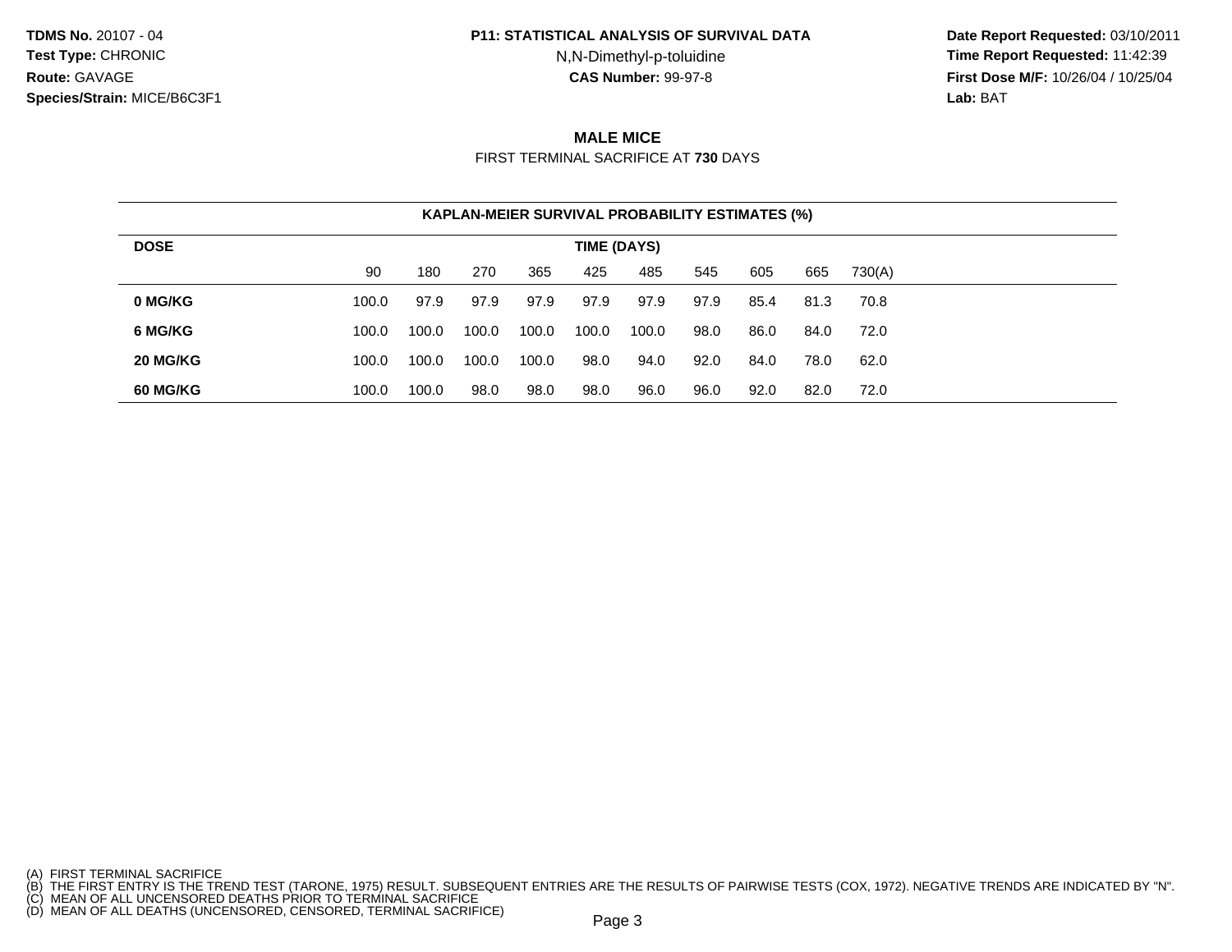**TDMS No.** 20107 - 04
**Test Type:** CHRONIC
**Route:** GAVAGE
**Species/Strain:** MICE/B6C3F1

**P11: STATISTICAL ANALYSIS OF SURVIVAL DATA**
N,N-Dimethyl-p-toluidine
**CAS Number:** 99-97-8

**Date Report Requested:** 03/10/2011
**Time Report Requested:** 11:42:39
**First Dose M/F:** 10/26/04 / 10/25/04
**Lab:** BAT

## MALE MICE

FIRST TERMINAL SACRIFICE AT **730** DAYS

**KAPLAN-MEIER SURVIVAL PROBABILITY ESTIMATES (%)**

| DOSE | TIME (DAYS) | | | | | | | | | |
|---|---|---|---|---|---|---|---|---|---|---|
| | 90 | 180 | 270 | 365 | 425 | 485 | 545 | 605 | 665 | 730(A) |
| **0 MG/KG** | 100.0 | 97.9 | 97.9 | 97.9 | 97.9 | 97.9 | 97.9 | 85.4 | 81.3 | 70.8 |
| **6 MG/KG** | 100.0 | 100.0 | 100.0 | 100.0 | 100.0 | 100.0 | 98.0 | 86.0 | 84.0 | 72.0 |
| **20 MG/KG** | 100.0 | 100.0 | 100.0 | 100.0 | 98.0 | 94.0 | 92.0 | 84.0 | 78.0 | 62.0 |
| **60 MG/KG** | 100.0 | 100.0 | 98.0 | 98.0 | 98.0 | 96.0 | 96.0 | 92.0 | 82.0 | 72.0 |

(A) FIRST TERMINAL SACRIFICE
(B) THE FIRST ENTRY IS THE TREND TEST (TARONE, 1975) RESULT. SUBSEQUENT ENTRIES ARE THE RESULTS OF PAIRWISE TESTS (COX, 1972). NEGATIVE TRENDS ARE INDICATED BY "N".
(C) MEAN OF ALL UNCENSORED DEATHS PRIOR TO TERMINAL SACRIFICE
(D) MEAN OF ALL DEATHS (UNCENSORED, CENSORED, TERMINAL SACRIFICE)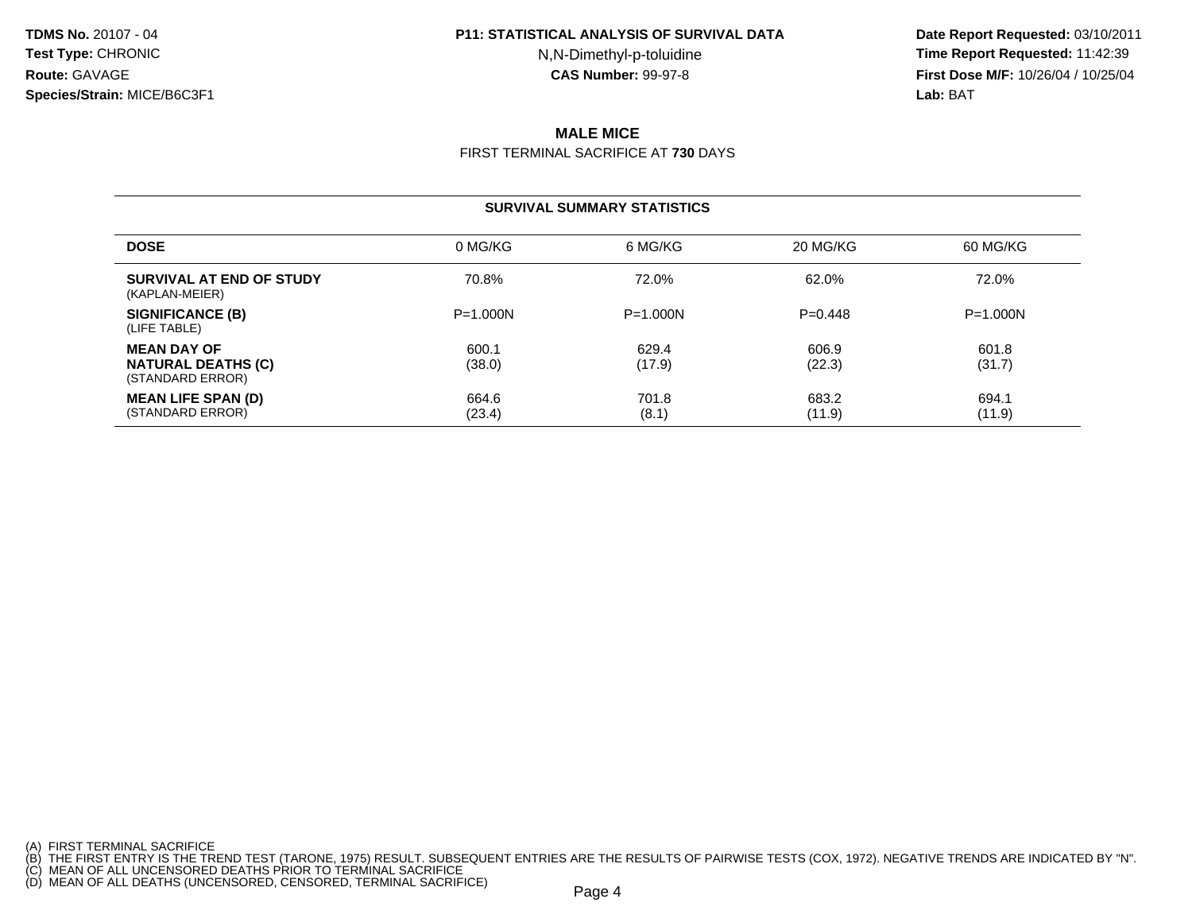**TDMS No.** 20107 - 04
**Test Type:** CHRONIC
**Route:** GAVAGE
**Species/Strain:** MICE/B6C3F1

**P11: STATISTICAL ANALYSIS OF SURVIVAL DATA**
N,N-Dimethyl-p-toluidine
**CAS Number:** 99-97-8

**Date Report Requested:** 03/10/2011
**Time Report Requested:** 11:42:39
**First Dose M/F:** 10/26/04 / 10/25/04
**Lab:** BAT

## MALE MICE

FIRST TERMINAL SACRIFICE AT **730** DAYS

### SURVIVAL SUMMARY STATISTICS

| DOSE | 0 MG/KG | 6 MG/KG | 20 MG/KG | 60 MG/KG |
|---|---|---|---|---|
| **SURVIVAL AT END OF STUDY** (KAPLAN-MEIER) | 70.8% | 72.0% | 62.0% | 72.0% |
| **SIGNIFICANCE (B)** (LIFE TABLE) | P=1.000N | P=1.000N | P=0.448 | P=1.000N |
| **MEAN DAY OF NATURAL DEATHS (C)** (STANDARD ERROR) | 600.1 (38.0) | 629.4 (17.9) | 606.9 (22.3) | 601.8 (31.7) |
| **MEAN LIFE SPAN (D)** (STANDARD ERROR) | 664.6 (23.4) | 701.8 (8.1) | 683.2 (11.9) | 694.1 (11.9) |

(A) FIRST TERMINAL SACRIFICE
(B) THE FIRST ENTRY IS THE TREND TEST (TARONE, 1975) RESULT. SUBSEQUENT ENTRIES ARE THE RESULTS OF PAIRWISE TESTS (COX, 1972). NEGATIVE TRENDS ARE INDICATED BY "N".
(C) MEAN OF ALL UNCENSORED DEATHS PRIOR TO TERMINAL SACRIFICE
(D) MEAN OF ALL DEATHS (UNCENSORED, CENSORED, TERMINAL SACRIFICE)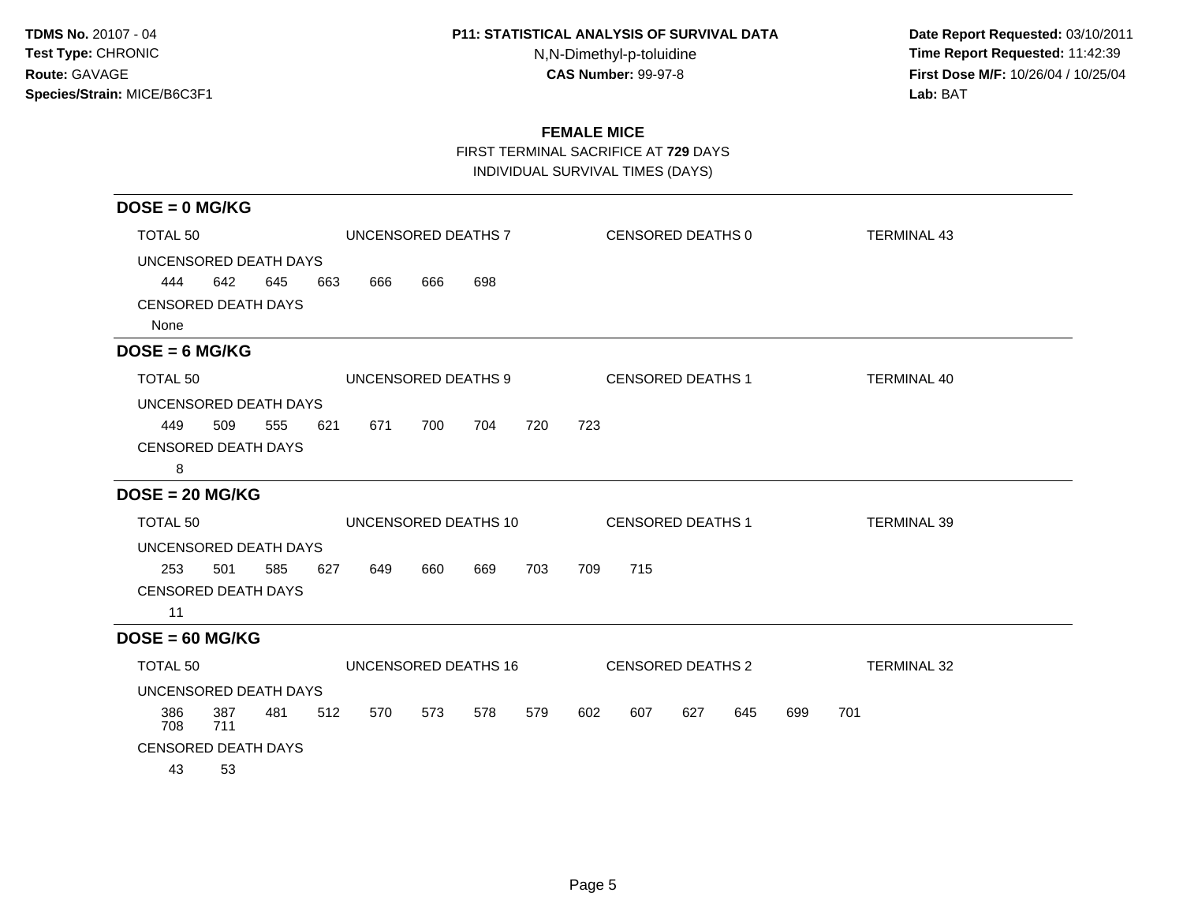**TDMS No.** 20107 - 04
**Test Type:** CHRONIC
**Route:** GAVAGE
**Species/Strain:** MICE/B6C3F1

**P11: STATISTICAL ANALYSIS OF SURVIVAL DATA**
N,N-Dimethyl-p-toluidine
**CAS Number:** 99-97-8

**Date Report Requested:** 03/10/2011
**Time Report Requested:** 11:42:39
**First Dose M/F:** 10/26/04 / 10/25/04
**Lab:** BAT

## FEMALE MICE

FIRST TERMINAL SACRIFICE AT **729** DAYS
INDIVIDUAL SURVIVAL TIMES (DAYS)

### DOSE = 0 MG/KG

TOTAL 50 | UNCENSORED DEATHS 7 | CENSORED DEATHS 0 | TERMINAL 43

UNCENSORED DEATH DAYS

444 642 645 663 666 666 698

CENSORED DEATH DAYS

None

### DOSE = 6 MG/KG

TOTAL 50 | UNCENSORED DEATHS 9 | CENSORED DEATHS 1 | TERMINAL 40

UNCENSORED DEATH DAYS

449 509 555 621 671 700 704 720 723

CENSORED DEATH DAYS

8

### DOSE = 20 MG/KG

TOTAL 50 | UNCENSORED DEATHS 10 | CENSORED DEATHS 1 | TERMINAL 39

UNCENSORED DEATH DAYS

253 501 585 627 649 660 669 703 709 715

CENSORED DEATH DAYS

11

### DOSE = 60 MG/KG

TOTAL 50 | UNCENSORED DEATHS 16 | CENSORED DEATHS 2 | TERMINAL 32

UNCENSORED DEATH DAYS

386 387 481 512 570 573 578 579 602 607 627 645 699 701
708 711

CENSORED DEATH DAYS

43 53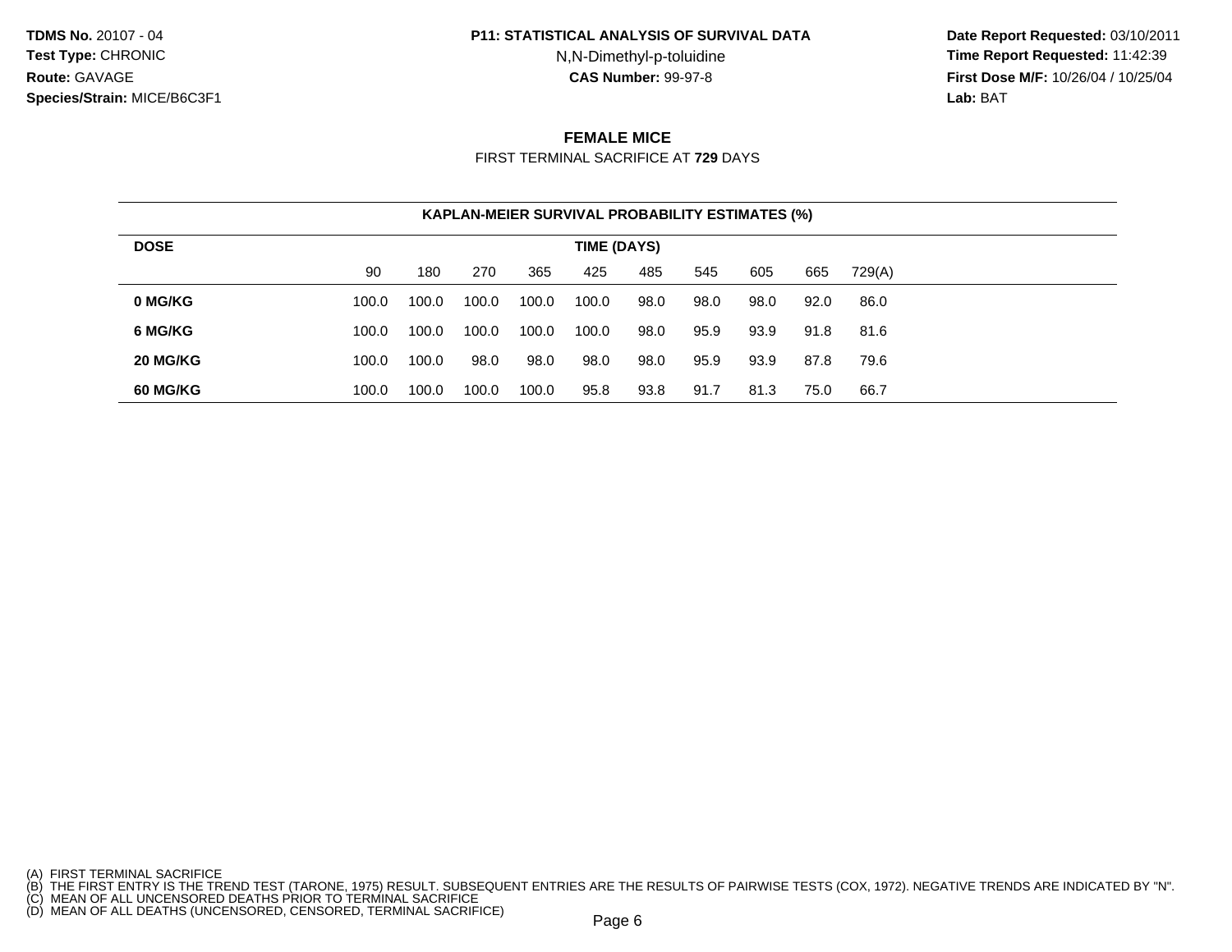**TDMS No.** 20107 - 04
**Test Type:** CHRONIC
**Route:** GAVAGE
**Species/Strain:** MICE/B6C3F1

**P11: STATISTICAL ANALYSIS OF SURVIVAL DATA**
N,N-Dimethyl-p-toluidine
**CAS Number:** 99-97-8

**Date Report Requested:** 03/10/2011
**Time Report Requested:** 11:42:39
**First Dose M/F:** 10/26/04 / 10/25/04
**Lab:** BAT

## FEMALE MICE

FIRST TERMINAL SACRIFICE AT **729** DAYS

### KAPLAN-MEIER SURVIVAL PROBABILITY ESTIMATES (%)

| DOSE | TIME (DAYS) | | | | | | | | | |
|---|---|---|---|---|---|---|---|---|---|---|
| | 90 | 180 | 270 | 365 | 425 | 485 | 545 | 605 | 665 | 729(A) |
| **0 MG/KG** | 100.0 | 100.0 | 100.0 | 100.0 | 100.0 | 98.0 | 98.0 | 98.0 | 92.0 | 86.0 |
| **6 MG/KG** | 100.0 | 100.0 | 100.0 | 100.0 | 100.0 | 98.0 | 95.9 | 93.9 | 91.8 | 81.6 |
| **20 MG/KG** | 100.0 | 100.0 | 98.0 | 98.0 | 98.0 | 98.0 | 95.9 | 93.9 | 87.8 | 79.6 |
| **60 MG/KG** | 100.0 | 100.0 | 100.0 | 100.0 | 95.8 | 93.8 | 91.7 | 81.3 | 75.0 | 66.7 |

(A) FIRST TERMINAL SACRIFICE
(B) THE FIRST ENTRY IS THE TREND TEST (TARONE, 1975) RESULT. SUBSEQUENT ENTRIES ARE THE RESULTS OF PAIRWISE TESTS (COX, 1972). NEGATIVE TRENDS ARE INDICATED BY "N".
(C) MEAN OF ALL UNCENSORED DEATHS PRIOR TO TERMINAL SACRIFICE
(D) MEAN OF ALL DEATHS (UNCENSORED, CENSORED, TERMINAL SACRIFICE)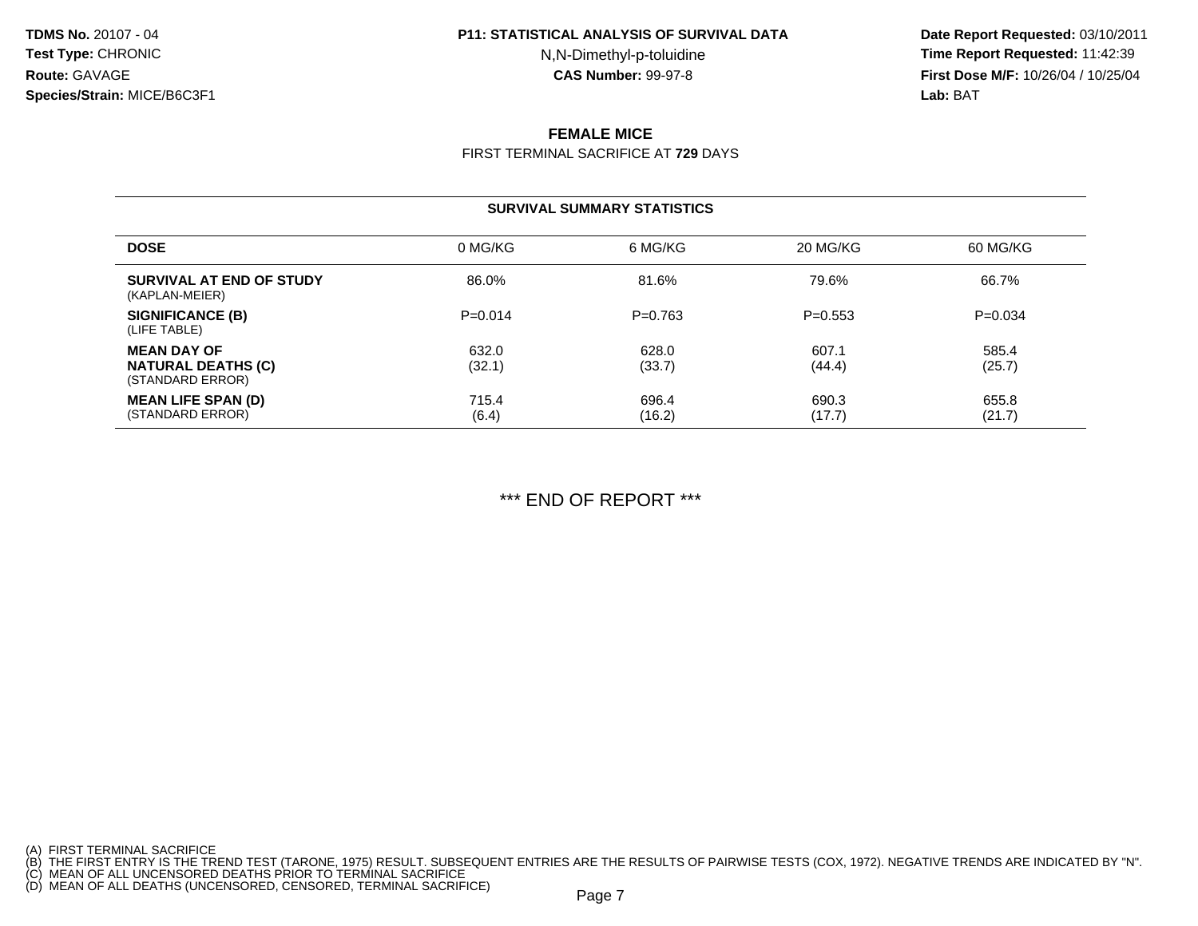**TDMS No.** 20107 - 04
**Test Type:** CHRONIC
**Route:** GAVAGE
**Species/Strain:** MICE/B6C3F1

**P11: STATISTICAL ANALYSIS OF SURVIVAL DATA**
N,N-Dimethyl-p-toluidine
**CAS Number:** 99-97-8

**Date Report Requested:** 03/10/2011
**Time Report Requested:** 11:42:39
**First Dose M/F:** 10/26/04 / 10/25/04
**Lab:** BAT

## FEMALE MICE

FIRST TERMINAL SACRIFICE AT **729** DAYS

**SURVIVAL SUMMARY STATISTICS**

| **DOSE** | 0 MG/KG | 6 MG/KG | 20 MG/KG | 60 MG/KG |
|---|---|---|---|---|
| **SURVIVAL AT END OF STUDY** (KAPLAN-MEIER) | 86.0% | 81.6% | 79.6% | 66.7% |
| **SIGNIFICANCE (B)** (LIFE TABLE) | P=0.014 | P=0.763 | P=0.553 | P=0.034 |
| **MEAN DAY OF NATURAL DEATHS (C)** (STANDARD ERROR) | 632.0 (32.1) | 628.0 (33.7) | 607.1 (44.4) | 585.4 (25.7) |
| **MEAN LIFE SPAN (D)** (STANDARD ERROR) | 715.4 (6.4) | 696.4 (16.2) | 690.3 (17.7) | 655.8 (21.7) |

\*\*\* END OF REPORT \*\*\*

(A) FIRST TERMINAL SACRIFICE
(B) THE FIRST ENTRY IS THE TREND TEST (TARONE, 1975) RESULT. SUBSEQUENT ENTRIES ARE THE RESULTS OF PAIRWISE TESTS (COX, 1972). NEGATIVE TRENDS ARE INDICATED BY "N".
(C) MEAN OF ALL UNCENSORED DEATHS PRIOR TO TERMINAL SACRIFICE
(D) MEAN OF ALL DEATHS (UNCENSORED, CENSORED, TERMINAL SACRIFICE)